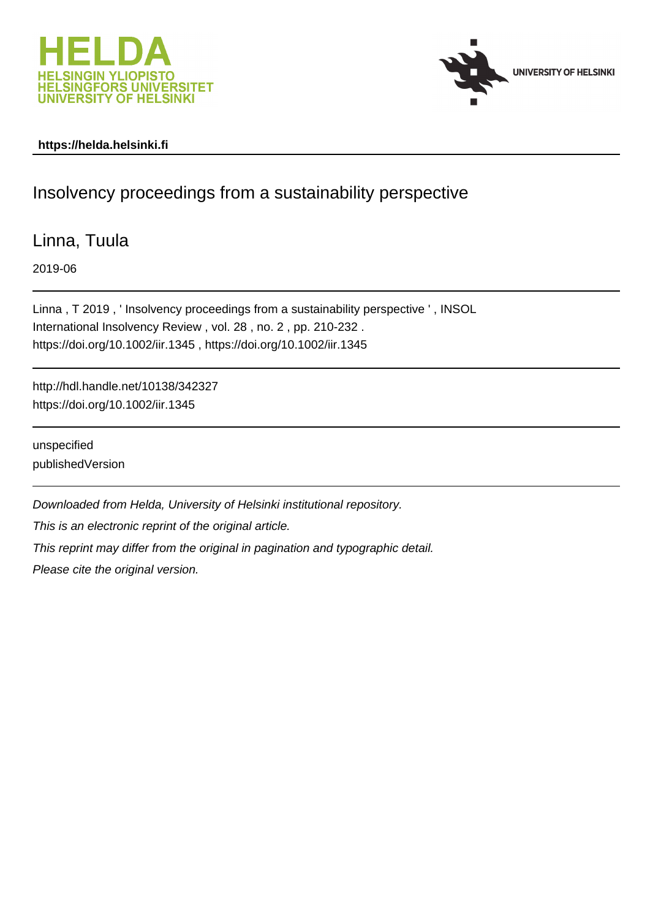**https://helda.helsinki.fi**

# Insolvency proceedings from a sustainability perspective

Linna, Tuula

2019-06

Linna , T 2019 , ' Insolvency proceedings from a sustainability perspective ' , INSOL International Insolvency Review , vol. 28 , no. 2 , pp. 210-232 . https://doi.org/10.1002/iir.1345 , https://doi.org/10.1002/iir.1345

http://hdl.handle.net/10138/342327
https://doi.org/10.1002/iir.1345

unspecified
publishedVersion

*Downloaded from Helda, University of Helsinki institutional repository.*

*This is an electronic reprint of the original article.*

*This reprint may differ from the original in pagination and typographic detail.*

*Please cite the original version.*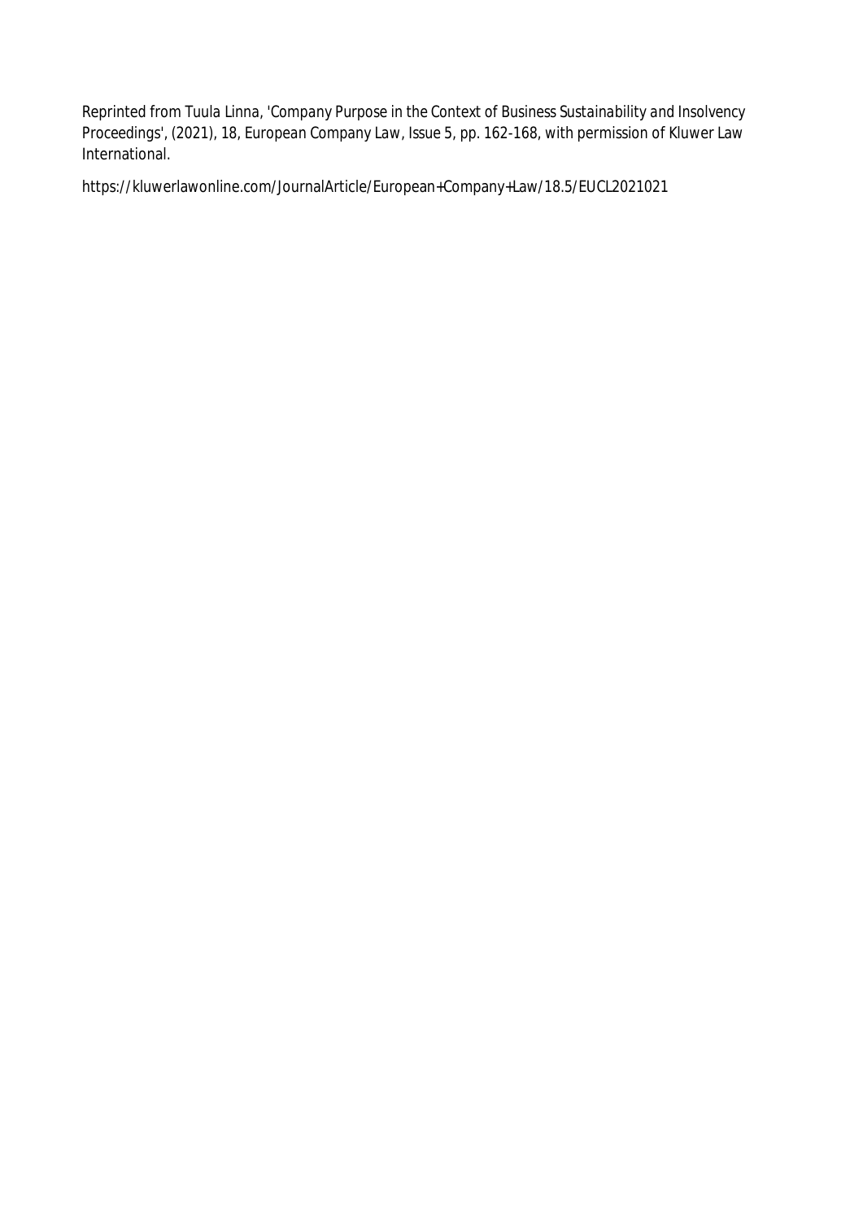Reprinted from Tuula Linna, 'Company Purpose in the Context of Business Sustainability and Insolvency Proceedings', (2021), 18, European Company Law, Issue 5, pp. 162-168, with permission of Kluwer Law International.

https://kluwerlawonline.com/JournalArticle/European+Company+Law/18.5/EUCL2021021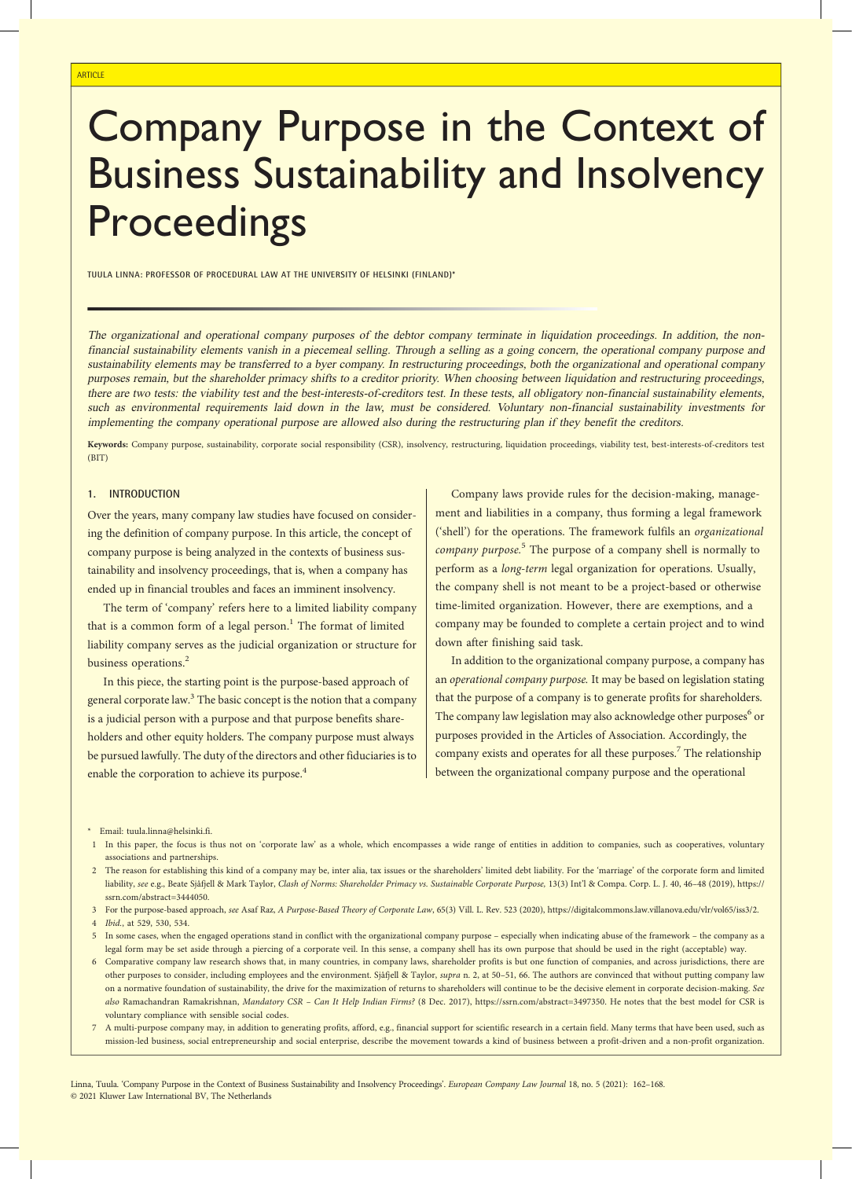ARTICLE

# Company Purpose in the Context of Business Sustainability and Insolvency Proceedings

TUULA LINNA: PROFESSOR OF PROCEDURAL LAW AT THE UNIVERSITY OF HELSINKI (FINLAND)*

*The organizational and operational company purposes of the debtor company terminate in liquidation proceedings. In addition, the non-financial sustainability elements vanish in a piecemeal selling. Through a selling as a going concern, the operational company purpose and sustainability elements may be transferred to a byer company. In restructuring proceedings, both the organizational and operational company purposes remain, but the shareholder primacy shifts to a creditor priority. When choosing between liquidation and restructuring proceedings, there are two tests: the viability test and the best-interests-of-creditors test. In these tests, all obligatory non-financial sustainability elements, such as environmental requirements laid down in the law, must be considered. Voluntary non-financial sustainability investments for implementing the company operational purpose are allowed also during the restructuring plan if they benefit the creditors.*

**Keywords:** Company purpose, sustainability, corporate social responsibility (CSR), insolvency, restructuring, liquidation proceedings, viability test, best-interests-of-creditors test (BIT)

## 1. INTRODUCTION

Over the years, many company law studies have focused on considering the definition of company purpose. In this article, the concept of company purpose is being analyzed in the contexts of business sustainability and insolvency proceedings, that is, when a company has ended up in financial troubles and faces an imminent insolvency.

The term of 'company' refers here to a limited liability company that is a common form of a legal person.[1] The format of limited liability company serves as the judicial organization or structure for business operations.[2]

In this piece, the starting point is the purpose-based approach of general corporate law.[3] The basic concept is the notion that a company is a judicial person with a purpose and that purpose benefits shareholders and other equity holders. The company purpose must always be pursued lawfully. The duty of the directors and other fiduciaries is to enable the corporation to achieve its purpose.[4]

Company laws provide rules for the decision-making, management and liabilities in a company, thus forming a legal framework ('shell') for the operations. The framework fulfils an *organizational company purpose.*[5] The purpose of a company shell is normally to perform as a *long-term* legal organization for operations. Usually, the company shell is not meant to be a project-based or otherwise time-limited organization. However, there are exemptions, and a company may be founded to complete a certain project and to wind down after finishing said task.

In addition to the organizational company purpose, a company has an *operational company purpose.* It may be based on legislation stating that the purpose of a company is to generate profits for shareholders. The company law legislation may also acknowledge other purposes[6] or purposes provided in the Articles of Association. Accordingly, the company exists and operates for all these purposes.[7] The relationship between the organizational company purpose and the operational

---

\* Email: tuula.linna@helsinki.fi.

1 In this paper, the focus is thus not on 'corporate law' as a whole, which encompasses a wide range of entities in addition to companies, such as cooperatives, voluntary associations and partnerships.

2 The reason for establishing this kind of a company may be, inter alia, tax issues or the shareholders' limited debt liability. For the 'marriage' of the corporate form and limited liability, *see* e.g., Beate Sjåfjell & Mark Taylor, *Clash of Norms: Shareholder Primacy vs. Sustainable Corporate Purpose,* 13(3) Int'l & Compa. Corp. L. J. 40, 46–48 (2019), https://ssrn.com/abstract=3444050.

3 For the purpose-based approach, *see* Asaf Raz, *A Purpose-Based Theory of Corporate Law*, 65(3) Vill. L. Rev. 523 (2020), https://digitalcommons.law.villanova.edu/vlr/vol65/iss3/2.

4 *Ibid.*, at 529, 530, 534.

5 In some cases, when the engaged operations stand in conflict with the organizational company purpose – especially when indicating abuse of the framework – the company as a legal form may be set aside through a piercing of a corporate veil. In this sense, a company shell has its own purpose that should be used in the right (acceptable) way.

6 Comparative company law research shows that, in many countries, in company laws, shareholder profits is but one function of companies, and across jurisdictions, there are other purposes to consider, including employees and the environment. Sjåfjell & Taylor, *supra* n. 2, at 50–51, 66. The authors are convinced that without putting company law on a normative foundation of sustainability, the drive for the maximization of returns to shareholders will continue to be the decisive element in corporate decision-making. *See also* Ramachandran Ramakrishnan, *Mandatory CSR – Can It Help Indian Firms?* (8 Dec. 2017), https://ssrn.com/abstract=3497350. He notes that the best model for CSR is voluntary compliance with sensible social codes.

7 A multi-purpose company may, in addition to generating profits, afford, e.g., financial support for scientific research in a certain field. Many terms that have been used, such as mission-led business, social entrepreneurship and social enterprise, describe the movement towards a kind of business between a profit-driven and a non-profit organization.

Linna, Tuula. 'Company Purpose in the Context of Business Sustainability and Insolvency Proceedings'. *European Company Law Journal* 18, no. 5 (2021): 162–168.
© 2021 Kluwer Law International BV, The Netherlands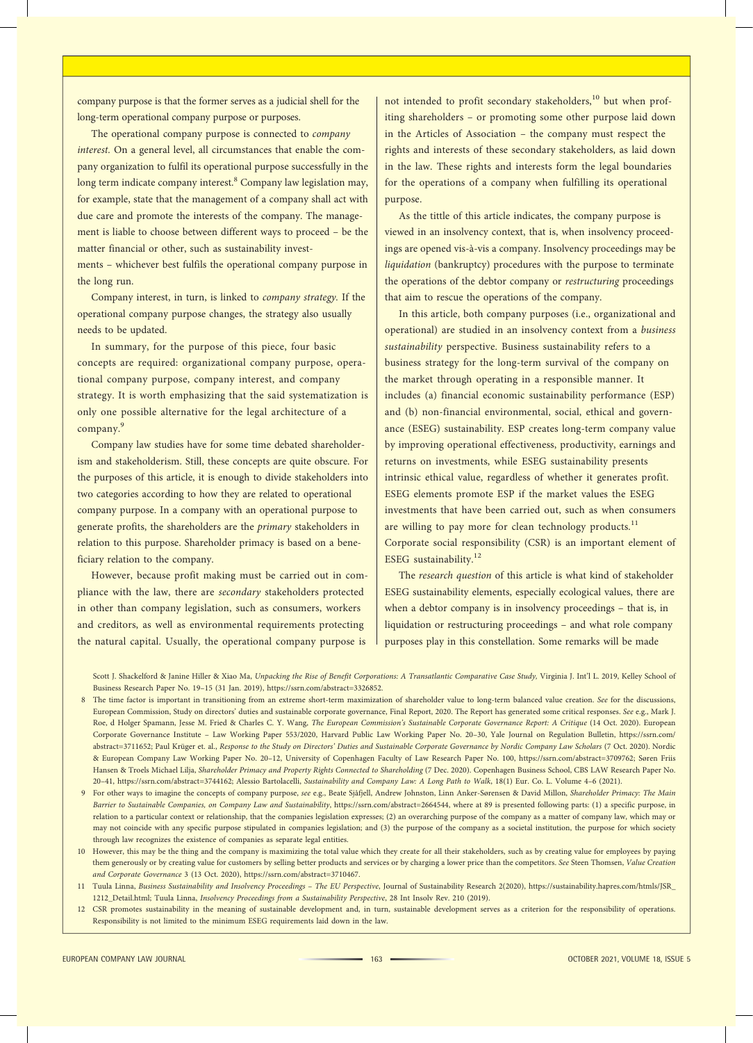company purpose is that the former serves as a judicial shell for the long-term operational company purpose or purposes.

The operational company purpose is connected to *company interest.* On a general level, all circumstances that enable the company organization to fulfil its operational purpose successfully in the long term indicate company interest.[8] Company law legislation may, for example, state that the management of a company shall act with due care and promote the interests of the company. The management is liable to choose between different ways to proceed – be the matter financial or other, such as sustainability investments – whichever best fulfils the operational company purpose in the long run.

Company interest, in turn, is linked to *company strategy.* If the operational company purpose changes, the strategy also usually needs to be updated.

In summary, for the purpose of this piece, four basic concepts are required: organizational company purpose, operational company purpose, company interest, and company strategy. It is worth emphasizing that the said systematization is only one possible alternative for the legal architecture of a company.[9]

Company law studies have for some time debated shareholderism and stakeholderism. Still, these concepts are quite obscure. For the purposes of this article, it is enough to divide stakeholders into two categories according to how they are related to operational company purpose. In a company with an operational purpose to generate profits, the shareholders are the *primary* stakeholders in relation to this purpose. Shareholder primacy is based on a beneficiary relation to the company.

However, because profit making must be carried out in compliance with the law, there are *secondary* stakeholders protected in other than company legislation, such as consumers, workers and creditors, as well as environmental requirements protecting the natural capital. Usually, the operational company purpose is not intended to profit secondary stakeholders,[10] but when profiting shareholders – or promoting some other purpose laid down in the Articles of Association – the company must respect the rights and interests of these secondary stakeholders, as laid down in the law. These rights and interests form the legal boundaries for the operations of a company when fulfilling its operational purpose.

As the tittle of this article indicates, the company purpose is viewed in an insolvency context, that is, when insolvency proceedings are opened vis-à-vis a company. Insolvency proceedings may be *liquidation* (bankruptcy) procedures with the purpose to terminate the operations of the debtor company or *restructuring* proceedings that aim to rescue the operations of the company.

In this article, both company purposes (i.e., organizational and operational) are studied in an insolvency context from a *business sustainability* perspective. Business sustainability refers to a business strategy for the long-term survival of the company on the market through operating in a responsible manner. It includes (a) financial economic sustainability performance (ESP) and (b) non-financial environmental, social, ethical and governance (ESEG) sustainability. ESP creates long-term company value by improving operational effectiveness, productivity, earnings and returns on investments, while ESEG sustainability presents intrinsic ethical value, regardless of whether it generates profit. ESEG elements promote ESP if the market values the ESEG investments that have been carried out, such as when consumers are willing to pay more for clean technology products.[11] Corporate social responsibility (CSR) is an important element of ESEG sustainability.[12]

The *research question* of this article is what kind of stakeholder ESEG sustainability elements, especially ecological values, there are when a debtor company is in insolvency proceedings – that is, in liquidation or restructuring proceedings – and what role company purposes play in this constellation. Some remarks will be made

Scott J. Shackelford & Janine Hiller & Xiao Ma, *Unpacking the Rise of Benefit Corporations: A Transatlantic Comparative Case Study*, Virginia J. Int'l L. 2019, Kelley School of Business Research Paper No. 19–15 (31 Jan. 2019), https://ssrn.com/abstract=3326852.

8 The time factor is important in transitioning from an extreme short-term maximization of shareholder value to long-term balanced value creation. *See* for the discussions, European Commission, Study on directors' duties and sustainable corporate governance, Final Report, 2020. The Report has generated some critical responses. *See* e.g., Mark J. Roe, d Holger Spamann, Jesse M. Fried & Charles C. Y. Wang, *The European Commission's Sustainable Corporate Governance Report: A Critique* (14 Oct. 2020). European Corporate Governance Institute – Law Working Paper 553/2020, Harvard Public Law Working Paper No. 20–30, Yale Journal on Regulation Bulletin, https://ssrn.com/abstract=3711652; Paul Krüger et. al., *Response to the Study on Directors' Duties and Sustainable Corporate Governance by Nordic Company Law Scholars* (7 Oct. 2020). Nordic & European Company Law Working Paper No. 20–12, University of Copenhagen Faculty of Law Research Paper No. 100, https://ssrn.com/abstract=3709762; Søren Friis Hansen & Troels Michael Lilja, *Shareholder Primacy and Property Rights Connected to Shareholding* (7 Dec. 2020). Copenhagen Business School, CBS LAW Research Paper No. 20–41, https://ssrn.com/abstract=3744162; Alessio Bartolacelli, *Sustainability and Company Law: A Long Path to Walk*, 18(1) Eur. Co. L. Volume 4–6 (2021).

9 For other ways to imagine the concepts of company purpose, *see* e.g., Beate Sjåfjell, Andrew Johnston, Linn Anker-Sørensen & David Millon, *Shareholder Primacy: The Main Barrier to Sustainable Companies, on Company Law and Sustainability*, https://ssrn.com/abstract=2664544, where at 89 is presented following parts: (1) a specific purpose, in relation to a particular context or relationship, that the companies legislation expresses; (2) an overarching purpose of the company as a matter of company law, which may or may not coincide with any specific purpose stipulated in companies legislation; and (3) the purpose of the company as a societal institution, the purpose for which society through law recognizes the existence of companies as separate legal entities.

10 However, this may be the thing and the company is maximizing the total value which they create for all their stakeholders, such as by creating value for employees by paying them generously or by creating value for customers by selling better products and services or by charging a lower price than the competitors. *See* Steen Thomsen, *Value Creation and Corporate Governance* 3 (13 Oct. 2020), https://ssrn.com/abstract=3710467.

11 Tuula Linna, *Business Sustainability and Insolvency Proceedings – The EU Perspective*, Journal of Sustainability Research 2(2020), https://sustainability.hapres.com/htmls/JSR_1212_Detail.html; Tuula Linna, *Insolvency Proceedings from a Sustainability Perspective*, 28 Int Insolv Rev. 210 (2019).

12 CSR promotes sustainability in the meaning of sustainable development and, in turn, sustainable development serves as a criterion for the responsibility of operations. Responsibility is not limited to the minimum ESEG requirements laid down in the law.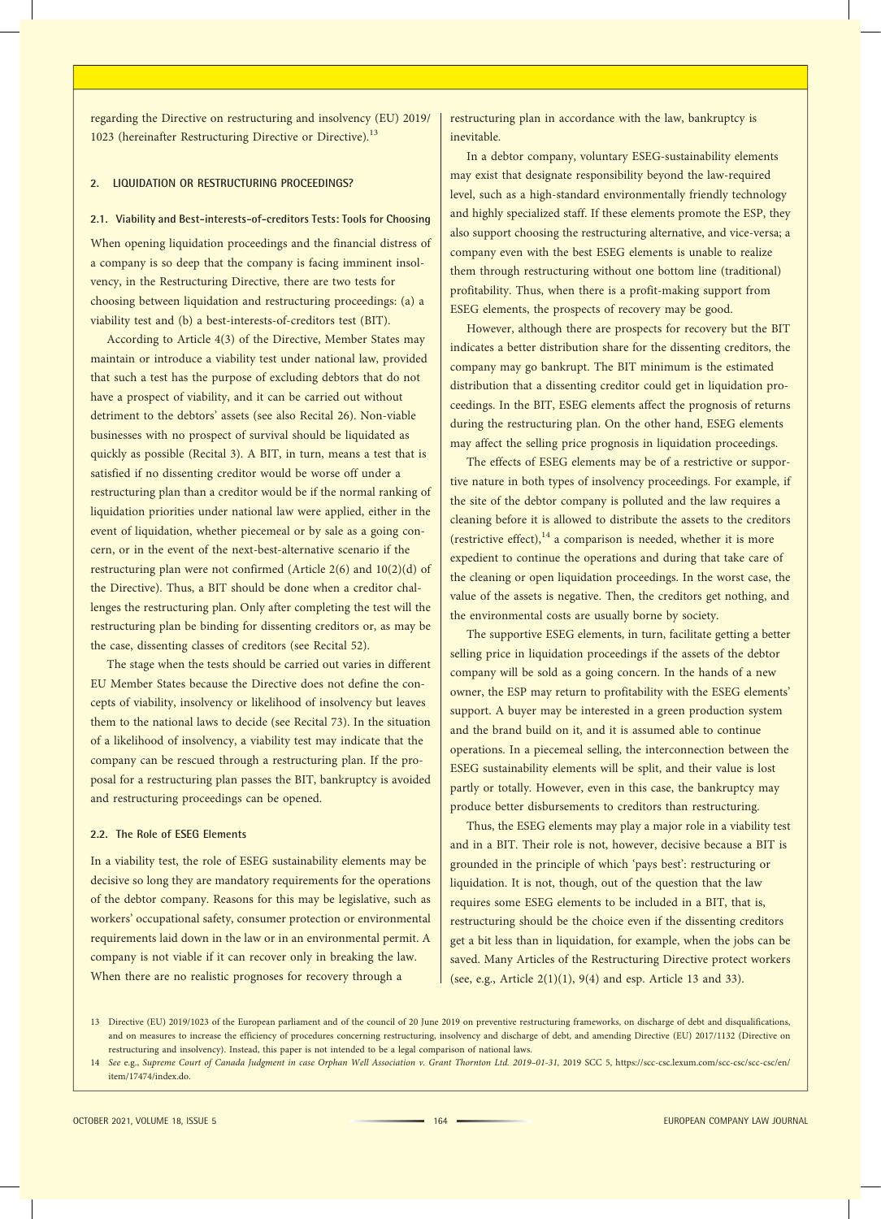regarding the Directive on restructuring and insolvency (EU) 2019/1023 (hereinafter Restructuring Directive or Directive).[13]

## 2. LIQUIDATION OR RESTRUCTURING PROCEEDINGS?

### 2.1. Viability and Best-interests-of-creditors Tests: Tools for Choosing

When opening liquidation proceedings and the financial distress of a company is so deep that the company is facing imminent insolvency, in the Restructuring Directive, there are two tests for choosing between liquidation and restructuring proceedings: (a) a viability test and (b) a best-interests-of-creditors test (BIT).

According to Article 4(3) of the Directive, Member States may maintain or introduce a viability test under national law, provided that such a test has the purpose of excluding debtors that do not have a prospect of viability, and it can be carried out without detriment to the debtors' assets (see also Recital 26). Non-viable businesses with no prospect of survival should be liquidated as quickly as possible (Recital 3). A BIT, in turn, means a test that is satisfied if no dissenting creditor would be worse off under a restructuring plan than a creditor would be if the normal ranking of liquidation priorities under national law were applied, either in the event of liquidation, whether piecemeal or by sale as a going concern, or in the event of the next-best-alternative scenario if the restructuring plan were not confirmed (Article 2(6) and 10(2)(d) of the Directive). Thus, a BIT should be done when a creditor challenges the restructuring plan. Only after completing the test will the restructuring plan be binding for dissenting creditors or, as may be the case, dissenting classes of creditors (see Recital 52).

The stage when the tests should be carried out varies in different EU Member States because the Directive does not define the concepts of viability, insolvency or likelihood of insolvency but leaves them to the national laws to decide (see Recital 73). In the situation of a likelihood of insolvency, a viability test may indicate that the company can be rescued through a restructuring plan. If the proposal for a restructuring plan passes the BIT, bankruptcy is avoided and restructuring proceedings can be opened.

### 2.2. The Role of ESEG Elements

In a viability test, the role of ESEG sustainability elements may be decisive so long they are mandatory requirements for the operations of the debtor company. Reasons for this may be legislative, such as workers' occupational safety, consumer protection or environmental requirements laid down in the law or in an environmental permit. A company is not viable if it can recover only in breaking the law. When there are no realistic prognoses for recovery through a restructuring plan in accordance with the law, bankruptcy is inevitable.

In a debtor company, voluntary ESEG-sustainability elements may exist that designate responsibility beyond the law-required level, such as a high-standard environmentally friendly technology and highly specialized staff. If these elements promote the ESP, they also support choosing the restructuring alternative, and vice-versa; a company even with the best ESEG elements is unable to realize them through restructuring without one bottom line (traditional) profitability. Thus, when there is a profit-making support from ESEG elements, the prospects of recovery may be good.

However, although there are prospects for recovery but the BIT indicates a better distribution share for the dissenting creditors, the company may go bankrupt. The BIT minimum is the estimated distribution that a dissenting creditor could get in liquidation proceedings. In the BIT, ESEG elements affect the prognosis of returns during the restructuring plan. On the other hand, ESEG elements may affect the selling price prognosis in liquidation proceedings.

The effects of ESEG elements may be of a restrictive or supportive nature in both types of insolvency proceedings. For example, if the site of the debtor company is polluted and the law requires a cleaning before it is allowed to distribute the assets to the creditors (restrictive effect),[14] a comparison is needed, whether it is more expedient to continue the operations and during that take care of the cleaning or open liquidation proceedings. In the worst case, the value of the assets is negative. Then, the creditors get nothing, and the environmental costs are usually borne by society.

The supportive ESEG elements, in turn, facilitate getting a better selling price in liquidation proceedings if the assets of the debtor company will be sold as a going concern. In the hands of a new owner, the ESP may return to profitability with the ESEG elements' support. A buyer may be interested in a green production system and the brand build on it, and it is assumed able to continue operations. In a piecemeal selling, the interconnection between the ESEG sustainability elements will be split, and their value is lost partly or totally. However, even in this case, the bankruptcy may produce better disbursements to creditors than restructuring.

Thus, the ESEG elements may play a major role in a viability test and in a BIT. Their role is not, however, decisive because a BIT is grounded in the principle of which 'pays best': restructuring or liquidation. It is not, though, out of the question that the law requires some ESEG elements to be included in a BIT, that is, restructuring should be the choice even if the dissenting creditors get a bit less than in liquidation, for example, when the jobs can be saved. Many Articles of the Restructuring Directive protect workers (see, e.g., Article 2(1)(1), 9(4) and esp. Article 13 and 33).

---

13 Directive (EU) 2019/1023 of the European parliament and of the council of 20 June 2019 on preventive restructuring frameworks, on discharge of debt and disqualifications, and on measures to increase the efficiency of procedures concerning restructuring, insolvency and discharge of debt, and amending Directive (EU) 2017/1132 (Directive on restructuring and insolvency). Instead, this paper is not intended to be a legal comparison of national laws.

14 *See* e.g., *Supreme Court of Canada Judgment in case Orphan Well Association v. Grant Thornton Ltd. 2019-01-31*, 2019 SCC 5, https://scc-csc.lexum.com/scc-csc/scc-csc/en/item/17474/index.do.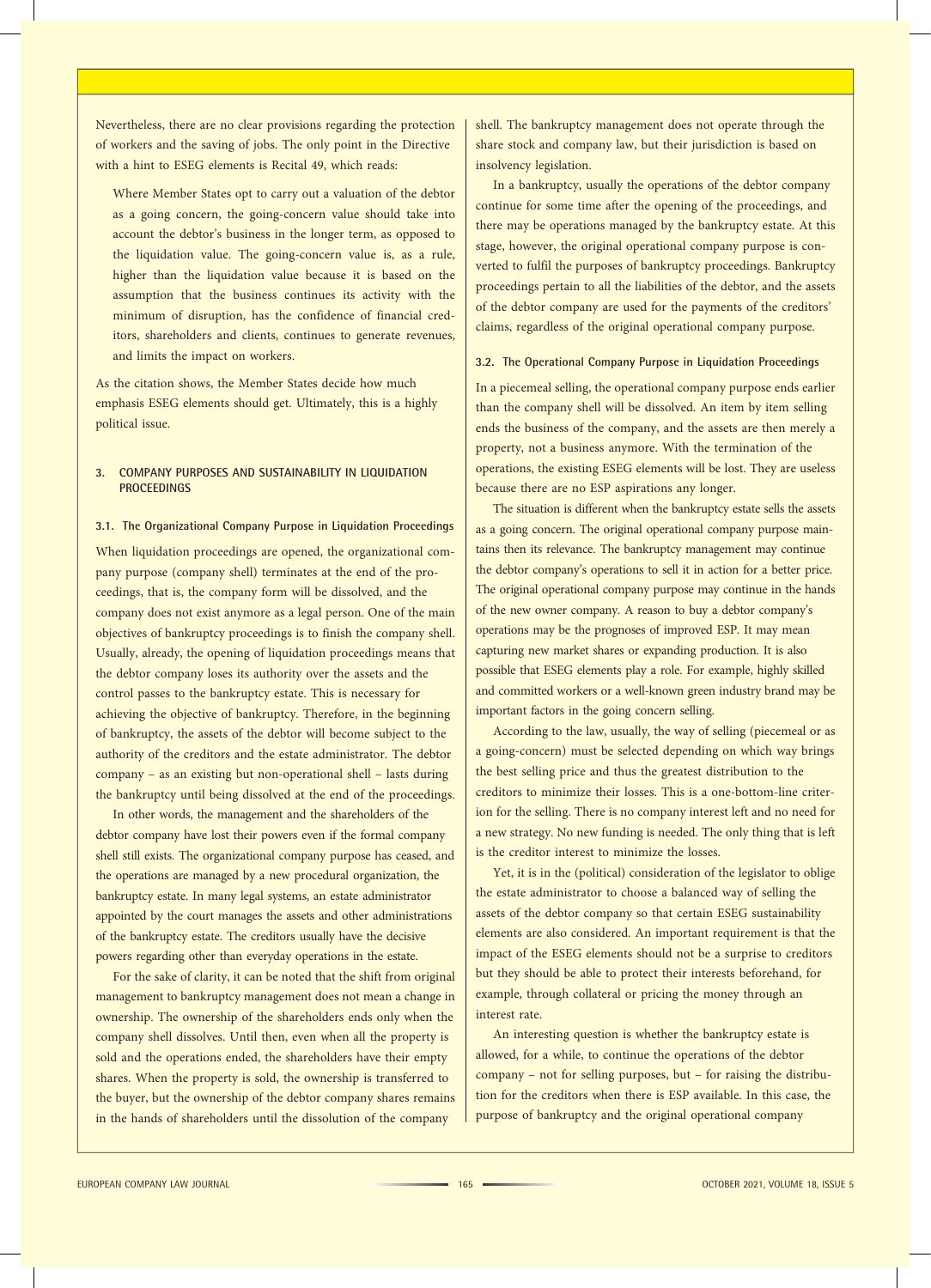Nevertheless, there are no clear provisions regarding the protection of workers and the saving of jobs. The only point in the Directive with a hint to ESEG elements is Recital 49, which reads:

> Where Member States opt to carry out a valuation of the debtor as a going concern, the going-concern value should take into account the debtor's business in the longer term, as opposed to the liquidation value. The going-concern value is, as a rule, higher than the liquidation value because it is based on the assumption that the business continues its activity with the minimum of disruption, has the confidence of financial creditors, shareholders and clients, continues to generate revenues, and limits the impact on workers.

As the citation shows, the Member States decide how much emphasis ESEG elements should get. Ultimately, this is a highly political issue.

## 3. COMPANY PURPOSES AND SUSTAINABILITY IN LIQUIDATION PROCEEDINGS

### 3.1. The Organizational Company Purpose in Liquidation Proceedings

When liquidation proceedings are opened, the organizational company purpose (company shell) terminates at the end of the proceedings, that is, the company form will be dissolved, and the company does not exist anymore as a legal person. One of the main objectives of bankruptcy proceedings is to finish the company shell. Usually, already, the opening of liquidation proceedings means that the debtor company loses its authority over the assets and the control passes to the bankruptcy estate. This is necessary for achieving the objective of bankruptcy. Therefore, in the beginning of bankruptcy, the assets of the debtor will become subject to the authority of the creditors and the estate administrator. The debtor company – as an existing but non-operational shell – lasts during the bankruptcy until being dissolved at the end of the proceedings.

In other words, the management and the shareholders of the debtor company have lost their powers even if the formal company shell still exists. The organizational company purpose has ceased, and the operations are managed by a new procedural organization, the bankruptcy estate. In many legal systems, an estate administrator appointed by the court manages the assets and other administrations of the bankruptcy estate. The creditors usually have the decisive powers regarding other than everyday operations in the estate.

For the sake of clarity, it can be noted that the shift from original management to bankruptcy management does not mean a change in ownership. The ownership of the shareholders ends only when the company shell dissolves. Until then, even when all the property is sold and the operations ended, the shareholders have their empty shares. When the property is sold, the ownership is transferred to the buyer, but the ownership of the debtor company shares remains in the hands of shareholders until the dissolution of the company shell. The bankruptcy management does not operate through the share stock and company law, but their jurisdiction is based on insolvency legislation.

In a bankruptcy, usually the operations of the debtor company continue for some time after the opening of the proceedings, and there may be operations managed by the bankruptcy estate. At this stage, however, the original operational company purpose is converted to fulfil the purposes of bankruptcy proceedings. Bankruptcy proceedings pertain to all the liabilities of the debtor, and the assets of the debtor company are used for the payments of the creditors' claims, regardless of the original operational company purpose.

### 3.2. The Operational Company Purpose in Liquidation Proceedings

In a piecemeal selling, the operational company purpose ends earlier than the company shell will be dissolved. An item by item selling ends the business of the company, and the assets are then merely a property, not a business anymore. With the termination of the operations, the existing ESEG elements will be lost. They are useless because there are no ESP aspirations any longer.

The situation is different when the bankruptcy estate sells the assets as a going concern. The original operational company purpose maintains then its relevance. The bankruptcy management may continue the debtor company's operations to sell it in action for a better price. The original operational company purpose may continue in the hands of the new owner company. A reason to buy a debtor company's operations may be the prognoses of improved ESP. It may mean capturing new market shares or expanding production. It is also possible that ESEG elements play a role. For example, highly skilled and committed workers or a well-known green industry brand may be important factors in the going concern selling.

According to the law, usually, the way of selling (piecemeal or as a going-concern) must be selected depending on which way brings the best selling price and thus the greatest distribution to the creditors to minimize their losses. This is a one-bottom-line criterion for the selling. There is no company interest left and no need for a new strategy. No new funding is needed. The only thing that is left is the creditor interest to minimize the losses.

Yet, it is in the (political) consideration of the legislator to oblige the estate administrator to choose a balanced way of selling the assets of the debtor company so that certain ESEG sustainability elements are also considered. An important requirement is that the impact of the ESEG elements should not be a surprise to creditors but they should be able to protect their interests beforehand, for example, through collateral or pricing the money through an interest rate.

An interesting question is whether the bankruptcy estate is allowed, for a while, to continue the operations of the debtor company – not for selling purposes, but – for raising the distribution for the creditors when there is ESP available. In this case, the purpose of bankruptcy and the original operational company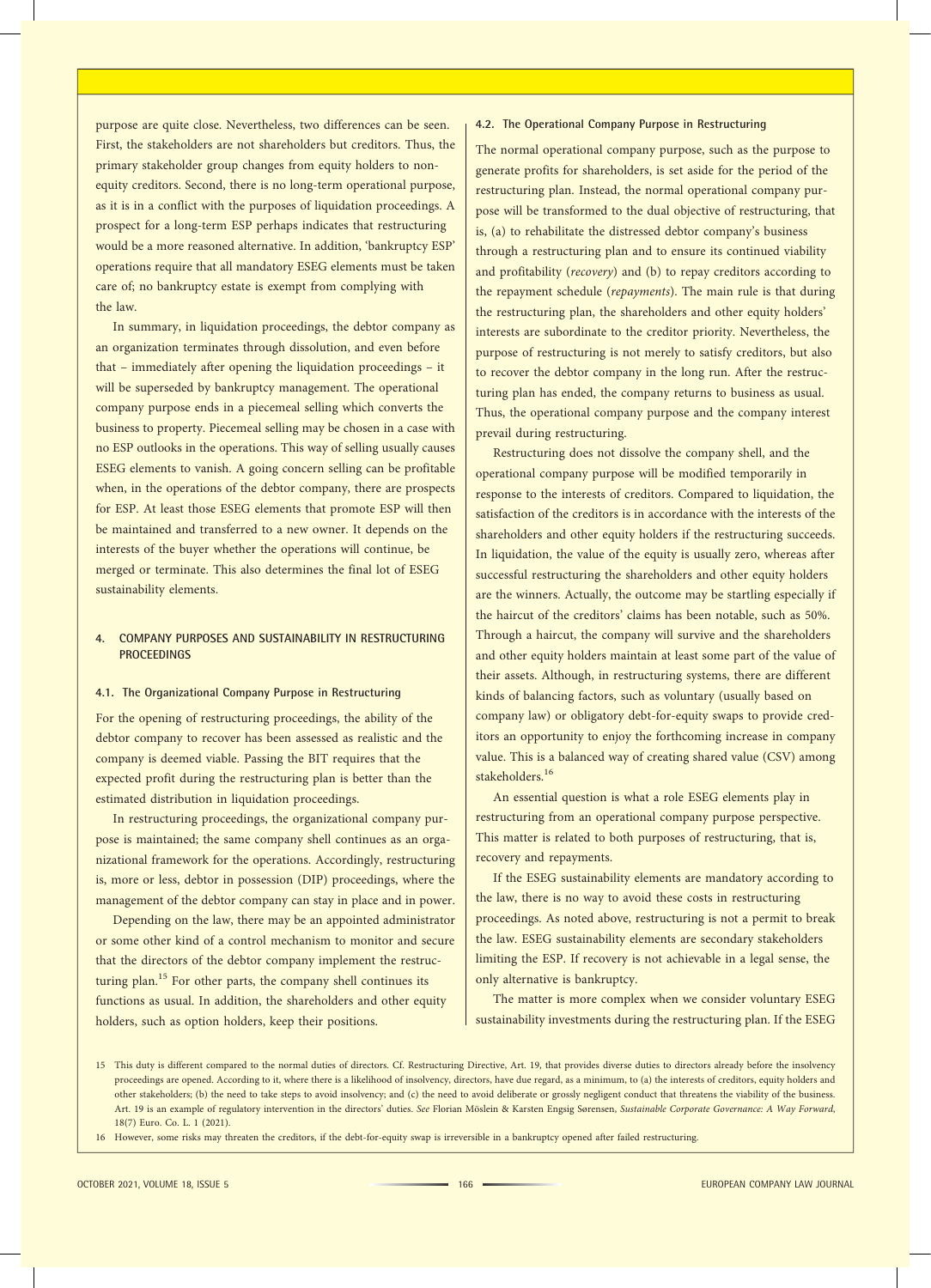purpose are quite close. Nevertheless, two differences can be seen. First, the stakeholders are not shareholders but creditors. Thus, the primary stakeholder group changes from equity holders to non-equity creditors. Second, there is no long-term operational purpose, as it is in a conflict with the purposes of liquidation proceedings. A prospect for a long-term ESP perhaps indicates that restructuring would be a more reasoned alternative. In addition, 'bankruptcy ESP' operations require that all mandatory ESEG elements must be taken care of; no bankruptcy estate is exempt from complying with the law.

In summary, in liquidation proceedings, the debtor company as an organization terminates through dissolution, and even before that – immediately after opening the liquidation proceedings – it will be superseded by bankruptcy management. The operational company purpose ends in a piecemeal selling which converts the business to property. Piecemeal selling may be chosen in a case with no ESP outlooks in the operations. This way of selling usually causes ESEG elements to vanish. A going concern selling can be profitable when, in the operations of the debtor company, there are prospects for ESP. At least those ESEG elements that promote ESP will then be maintained and transferred to a new owner. It depends on the interests of the buyer whether the operations will continue, be merged or terminate. This also determines the final lot of ESEG sustainability elements.

## 4. COMPANY PURPOSES AND SUSTAINABILITY IN RESTRUCTURING PROCEEDINGS

### 4.1. The Organizational Company Purpose in Restructuring

For the opening of restructuring proceedings, the ability of the debtor company to recover has been assessed as realistic and the company is deemed viable. Passing the BIT requires that the expected profit during the restructuring plan is better than the estimated distribution in liquidation proceedings.

In restructuring proceedings, the organizational company purpose is maintained; the same company shell continues as an organizational framework for the operations. Accordingly, restructuring is, more or less, debtor in possession (DIP) proceedings, where the management of the debtor company can stay in place and in power.

Depending on the law, there may be an appointed administrator or some other kind of a control mechanism to monitor and secure that the directors of the debtor company implement the restructuring plan.[15] For other parts, the company shell continues its functions as usual. In addition, the shareholders and other equity holders, such as option holders, keep their positions.

### 4.2. The Operational Company Purpose in Restructuring

The normal operational company purpose, such as the purpose to generate profits for shareholders, is set aside for the period of the restructuring plan. Instead, the normal operational company purpose will be transformed to the dual objective of restructuring, that is, (a) to rehabilitate the distressed debtor company's business through a restructuring plan and to ensure its continued viability and profitability (*recovery*) and (b) to repay creditors according to the repayment schedule (*repayments*). The main rule is that during the restructuring plan, the shareholders and other equity holders' interests are subordinate to the creditor priority. Nevertheless, the purpose of restructuring is not merely to satisfy creditors, but also to recover the debtor company in the long run. After the restructuring plan has ended, the company returns to business as usual. Thus, the operational company purpose and the company interest prevail during restructuring.

Restructuring does not dissolve the company shell, and the operational company purpose will be modified temporarily in response to the interests of creditors. Compared to liquidation, the satisfaction of the creditors is in accordance with the interests of the shareholders and other equity holders if the restructuring succeeds. In liquidation, the value of the equity is usually zero, whereas after successful restructuring the shareholders and other equity holders are the winners. Actually, the outcome may be startling especially if the haircut of the creditors' claims has been notable, such as 50%. Through a haircut, the company will survive and the shareholders and other equity holders maintain at least some part of the value of their assets. Although, in restructuring systems, there are different kinds of balancing factors, such as voluntary (usually based on company law) or obligatory debt-for-equity swaps to provide creditors an opportunity to enjoy the forthcoming increase in company value. This is a balanced way of creating shared value (CSV) among stakeholders.[16]

An essential question is what a role ESEG elements play in restructuring from an operational company purpose perspective. This matter is related to both purposes of restructuring, that is, recovery and repayments.

If the ESEG sustainability elements are mandatory according to the law, there is no way to avoid these costs in restructuring proceedings. As noted above, restructuring is not a permit to break the law. ESEG sustainability elements are secondary stakeholders limiting the ESP. If recovery is not achievable in a legal sense, the only alternative is bankruptcy.

The matter is more complex when we consider voluntary ESEG sustainability investments during the restructuring plan. If the ESEG

15 This duty is different compared to the normal duties of directors. Cf. Restructuring Directive, Art. 19, that provides diverse duties to directors already before the insolvency proceedings are opened. According to it, where there is a likelihood of insolvency, directors, have due regard, as a minimum, to (a) the interests of creditors, equity holders and other stakeholders; (b) the need to take steps to avoid insolvency; and (c) the need to avoid deliberate or grossly negligent conduct that threatens the viability of the business. Art. 19 is an example of regulatory intervention in the directors' duties. *See* Florian Möslein & Karsten Engsig Sørensen, *Sustainable Corporate Governance: A Way Forward*, 18(7) Euro. Co. L. 1 (2021).

16 However, some risks may threaten the creditors, if the debt-for-equity swap is irreversible in a bankruptcy opened after failed restructuring.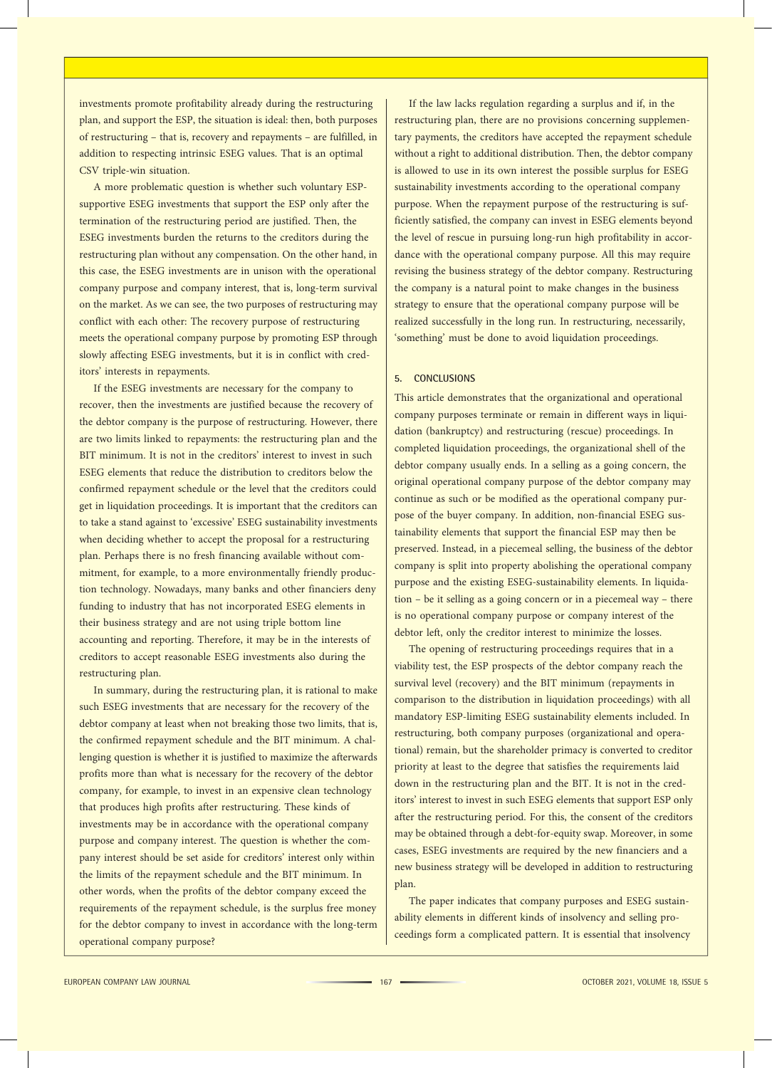investments promote profitability already during the restructuring plan, and support the ESP, the situation is ideal: then, both purposes of restructuring – that is, recovery and repayments – are fulfilled, in addition to respecting intrinsic ESEG values. That is an optimal CSV triple-win situation.

A more problematic question is whether such voluntary ESP-supportive ESEG investments that support the ESP only after the termination of the restructuring period are justified. Then, the ESEG investments burden the returns to the creditors during the restructuring plan without any compensation. On the other hand, in this case, the ESEG investments are in unison with the operational company purpose and company interest, that is, long-term survival on the market. As we can see, the two purposes of restructuring may conflict with each other: The recovery purpose of restructuring meets the operational company purpose by promoting ESP through slowly affecting ESEG investments, but it is in conflict with creditors' interests in repayments.

If the ESEG investments are necessary for the company to recover, then the investments are justified because the recovery of the debtor company is the purpose of restructuring. However, there are two limits linked to repayments: the restructuring plan and the BIT minimum. It is not in the creditors' interest to invest in such ESEG elements that reduce the distribution to creditors below the confirmed repayment schedule or the level that the creditors could get in liquidation proceedings. It is important that the creditors can to take a stand against to 'excessive' ESEG sustainability investments when deciding whether to accept the proposal for a restructuring plan. Perhaps there is no fresh financing available without commitment, for example, to a more environmentally friendly production technology. Nowadays, many banks and other financiers deny funding to industry that has not incorporated ESEG elements in their business strategy and are not using triple bottom line accounting and reporting. Therefore, it may be in the interests of creditors to accept reasonable ESEG investments also during the restructuring plan.

In summary, during the restructuring plan, it is rational to make such ESEG investments that are necessary for the recovery of the debtor company at least when not breaking those two limits, that is, the confirmed repayment schedule and the BIT minimum. A challenging question is whether it is justified to maximize the afterwards profits more than what is necessary for the recovery of the debtor company, for example, to invest in an expensive clean technology that produces high profits after restructuring. These kinds of investments may be in accordance with the operational company purpose and company interest. The question is whether the company interest should be set aside for creditors' interest only within the limits of the repayment schedule and the BIT minimum. In other words, when the profits of the debtor company exceed the requirements of the repayment schedule, is the surplus free money for the debtor company to invest in accordance with the long-term operational company purpose?

If the law lacks regulation regarding a surplus and if, in the restructuring plan, there are no provisions concerning supplementary payments, the creditors have accepted the repayment schedule without a right to additional distribution. Then, the debtor company is allowed to use in its own interest the possible surplus for ESEG sustainability investments according to the operational company purpose. When the repayment purpose of the restructuring is sufficiently satisfied, the company can invest in ESEG elements beyond the level of rescue in pursuing long-run high profitability in accordance with the operational company purpose. All this may require revising the business strategy of the debtor company. Restructuring the company is a natural point to make changes in the business strategy to ensure that the operational company purpose will be realized successfully in the long run. In restructuring, necessarily, 'something' must be done to avoid liquidation proceedings.

## 5. CONCLUSIONS

This article demonstrates that the organizational and operational company purposes terminate or remain in different ways in liquidation (bankruptcy) and restructuring (rescue) proceedings. In completed liquidation proceedings, the organizational shell of the debtor company usually ends. In a selling as a going concern, the original operational company purpose of the debtor company may continue as such or be modified as the operational company purpose of the buyer company. In addition, non-financial ESEG sustainability elements that support the financial ESP may then be preserved. Instead, in a piecemeal selling, the business of the debtor company is split into property abolishing the operational company purpose and the existing ESEG-sustainability elements. In liquidation – be it selling as a going concern or in a piecemeal way – there is no operational company purpose or company interest of the debtor left, only the creditor interest to minimize the losses.

The opening of restructuring proceedings requires that in a viability test, the ESP prospects of the debtor company reach the survival level (recovery) and the BIT minimum (repayments in comparison to the distribution in liquidation proceedings) with all mandatory ESP-limiting ESEG sustainability elements included. In restructuring, both company purposes (organizational and operational) remain, but the shareholder primacy is converted to creditor priority at least to the degree that satisfies the requirements laid down in the restructuring plan and the BIT. It is not in the creditors' interest to invest in such ESEG elements that support ESP only after the restructuring period. For this, the consent of the creditors may be obtained through a debt-for-equity swap. Moreover, in some cases, ESEG investments are required by the new financiers and a new business strategy will be developed in addition to restructuring plan.

The paper indicates that company purposes and ESEG sustainability elements in different kinds of insolvency and selling proceedings form a complicated pattern. It is essential that insolvency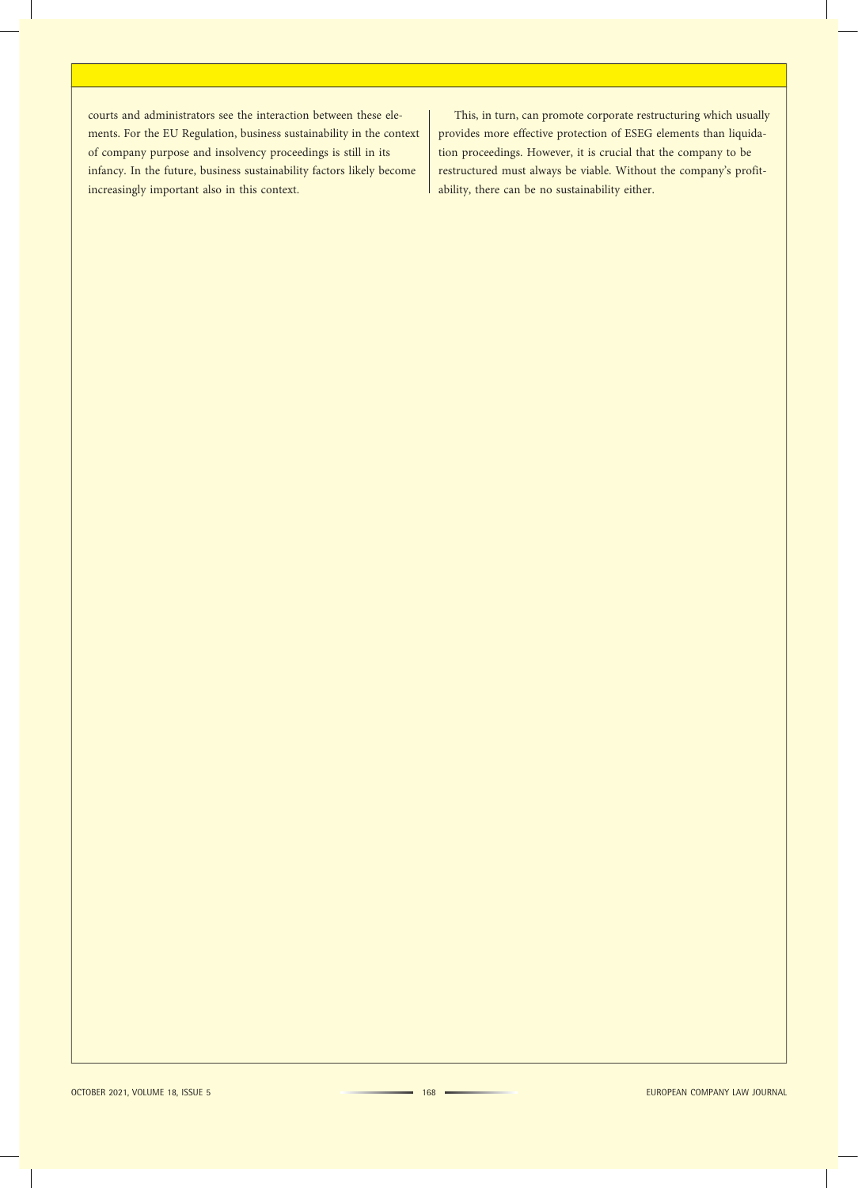courts and administrators see the interaction between these elements. For the EU Regulation, business sustainability in the context of company purpose and insolvency proceedings is still in its infancy. In the future, business sustainability factors likely become increasingly important also in this context.

This, in turn, can promote corporate restructuring which usually provides more effective protection of ESEG elements than liquidation proceedings. However, it is crucial that the company to be restructured must always be viable. Without the company's profitability, there can be no sustainability either.